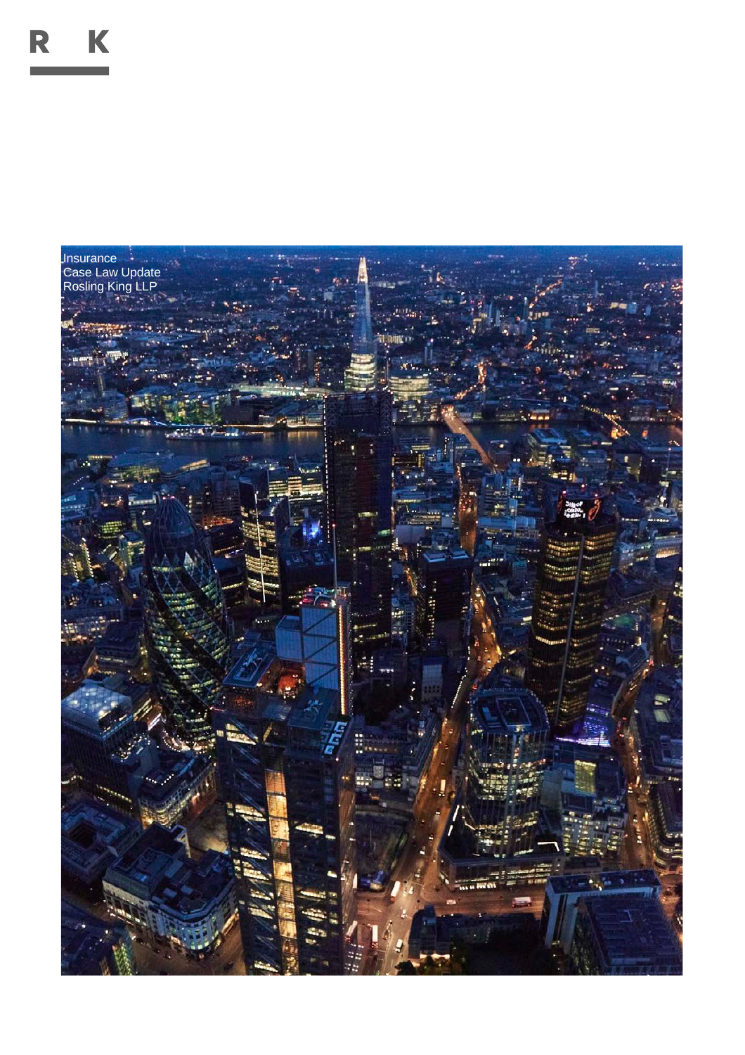R K

Insurance
Case Law Update
Rosling King LLP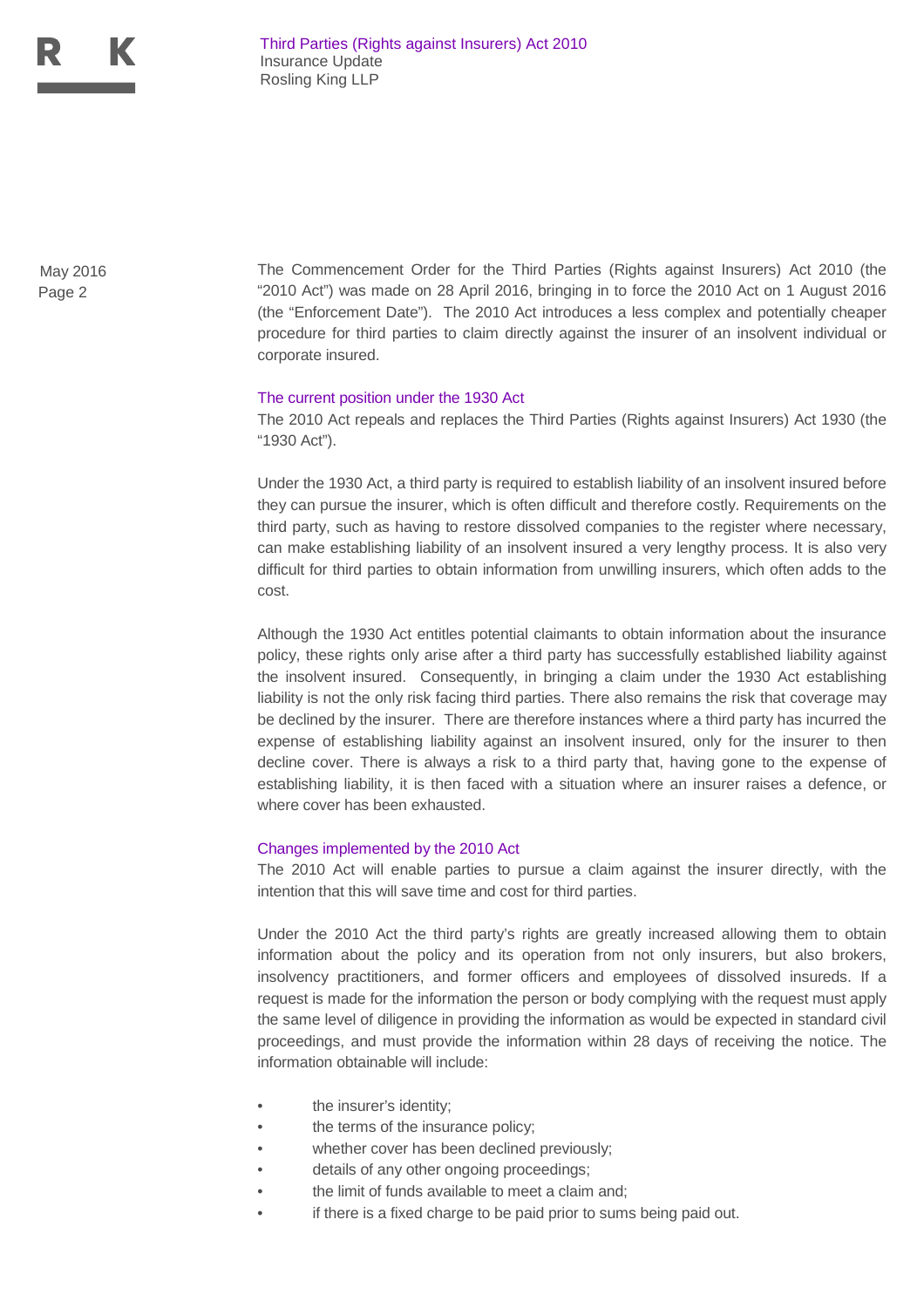The Commencement Order for the Third Parties (Rights against Insurers) Act 2010 (the "2010 Act") was made on 28 April 2016, bringing in to force the 2010 Act on 1 August 2016 (the "Enforcement Date"). The 2010 Act introduces a less complex and potentially cheaper procedure for third parties to claim directly against the insurer of an insolvent individual or corporate insured.

### The current position under the 1930 Act

The 2010 Act repeals and replaces the Third Parties (Rights against Insurers) Act 1930 (the "1930 Act").

Under the 1930 Act, a third party is required to establish liability of an insolvent insured before they can pursue the insurer, which is often difficult and therefore costly. Requirements on the third party, such as having to restore dissolved companies to the register where necessary, can make establishing liability of an insolvent insured a very lengthy process. It is also very difficult for third parties to obtain information from unwilling insurers, which often adds to the cost.

Although the 1930 Act entitles potential claimants to obtain information about the insurance policy, these rights only arise after a third party has successfully established liability against the insolvent insured. Consequently, in bringing a claim under the 1930 Act establishing liability is not the only risk facing third parties. There also remains the risk that coverage may be declined by the insurer. There are therefore instances where a third party has incurred the expense of establishing liability against an insolvent insured, only for the insurer to then decline cover. There is always a risk to a third party that, having gone to the expense of establishing liability, it is then faced with a situation where an insurer raises a defence, or where cover has been exhausted.

### Changes implemented by the 2010 Act

The 2010 Act will enable parties to pursue a claim against the insurer directly, with the intention that this will save time and cost for third parties.

Under the 2010 Act the third party's rights are greatly increased allowing them to obtain information about the policy and its operation from not only insurers, but also brokers, insolvency practitioners, and former officers and employees of dissolved insureds. If a request is made for the information the person or body complying with the request must apply the same level of diligence in providing the information as would be expected in standard civil proceedings, and must provide the information within 28 days of receiving the notice. The information obtainable will include:

- the insurer's identity;
- the terms of the insurance policy;
- whether cover has been declined previously;
- details of any other ongoing proceedings;
- the limit of funds available to meet a claim and;
- if there is a fixed charge to be paid prior to sums being paid out.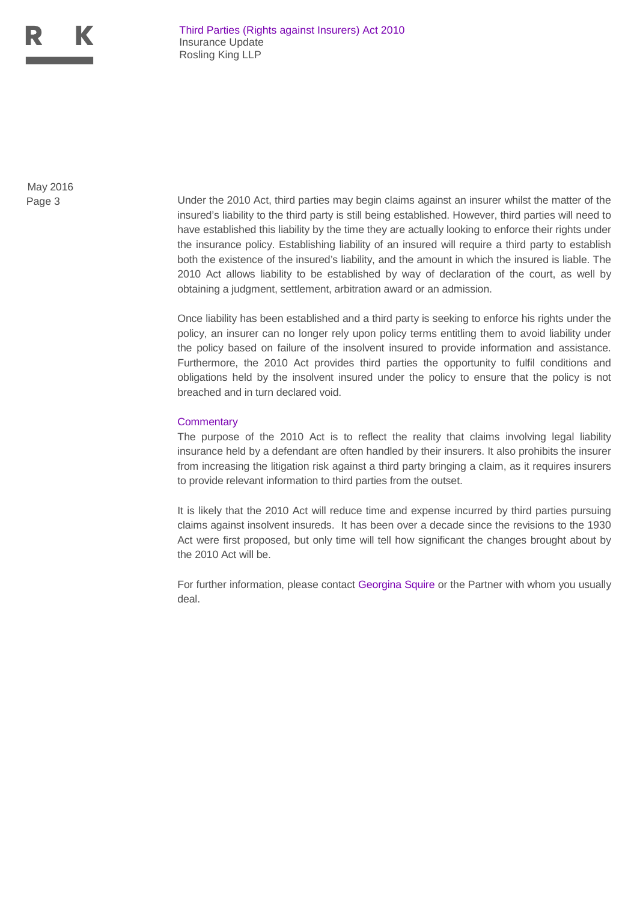Under the 2010 Act, third parties may begin claims against an insurer whilst the matter of the insured's liability to the third party is still being established. However, third parties will need to have established this liability by the time they are actually looking to enforce their rights under the insurance policy. Establishing liability of an insured will require a third party to establish both the existence of the insured's liability, and the amount in which the insured is liable. The 2010 Act allows liability to be established by way of declaration of the court, as well by obtaining a judgment, settlement, arbitration award or an admission.

Once liability has been established and a third party is seeking to enforce his rights under the policy, an insurer can no longer rely upon policy terms entitling them to avoid liability under the policy based on failure of the insolvent insured to provide information and assistance. Furthermore, the 2010 Act provides third parties the opportunity to fulfil conditions and obligations held by the insolvent insured under the policy to ensure that the policy is not breached and in turn declared void.

## Commentary

The purpose of the 2010 Act is to reflect the reality that claims involving legal liability insurance held by a defendant are often handled by their insurers. It also prohibits the insurer from increasing the litigation risk against a third party bringing a claim, as it requires insurers to provide relevant information to third parties from the outset.

It is likely that the 2010 Act will reduce time and expense incurred by third parties pursuing claims against insolvent insureds. It has been over a decade since the revisions to the 1930 Act were first proposed, but only time will tell how significant the changes brought about by the 2010 Act will be.

For further information, please contact Georgina Squire or the Partner with whom you usually deal.